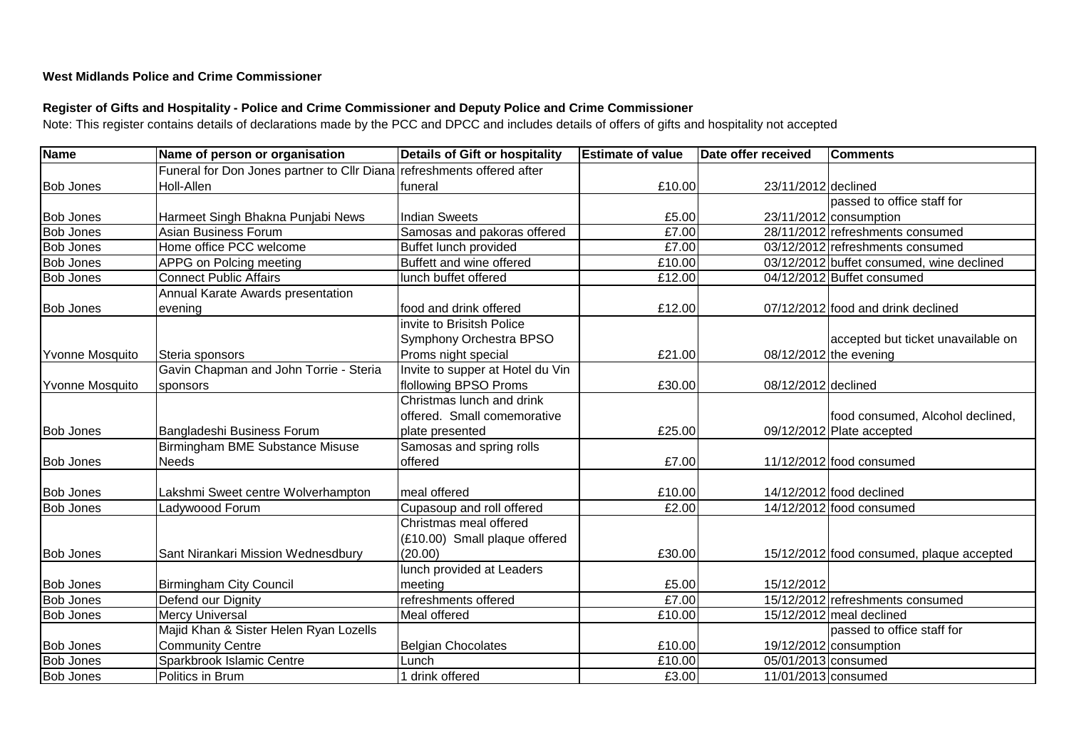**West Midlands Police and Crime Commissioner**

**Register of Gifts and Hospitality - Police and Crime Commissioner and Deputy Police and Crime Commissioner**

Note: This register contains details of declarations made by the PCC and DPCC and includes details of offers of gifts and hospitality not accepted

| Name | Name of person or organisation | Details of Gift or hospitality | Estimate of value | Date offer received | Comments |
|---|---|---|---|---|---|
| Bob Jones | Funeral for Don Jones partner to Cllr Diana Holl-Allen | refreshments offered after funeral | £10.00 | 23/11/2012 | declined |
| Bob Jones | Harmeet Singh Bhakna Punjabi News | Indian Sweets | £5.00 | 23/11/2012 | passed to office staff for consumption |
| Bob Jones | Asian Business Forum | Samosas and pakoras offered | £7.00 | 28/11/2012 | refreshments consumed |
| Bob Jones | Home office PCC welcome | Buffet lunch provided | £7.00 | 03/12/2012 | refreshments consumed |
| Bob Jones | APPG on Polcing meeting | Buffett and wine offered | £10.00 | 03/12/2012 | buffet consumed, wine declined |
| Bob Jones | Connect Public Affairs | lunch buffet offered | £12.00 | 04/12/2012 | Buffet consumed |
| Bob Jones | Annual Karate Awards presentation evening | food and drink offered | £12.00 | 07/12/2012 | food and drink declined |
| Yvonne Mosquito | Steria sponsors | invite to Brisitsh Police Symphony Orchestra BPSO Proms night special | £21.00 | 08/12/2012 | accepted but ticket unavailable on the evening |
| Yvonne Mosquito | Gavin Chapman and John Torrie - Steria sponsors | Invite to supper at Hotel du Vin flollowing BPSO Proms | £30.00 | 08/12/2012 | declined |
| Bob Jones | Bangladeshi Business Forum | Christmas lunch and drink offered. Small comemorative plate presented | £25.00 | 09/12/2012 | food consumed, Alcohol declined, Plate accepted |
| Bob Jones | Birmingham BME Substance Misuse Needs | Samosas and spring rolls offered | £7.00 | 11/12/2012 | food consumed |
| Bob Jones | Lakshmi Sweet centre Wolverhampton | meal offered | £10.00 | 14/12/2012 | food declined |
| Bob Jones | Ladywoood Forum | Cupasoup and roll offered | £2.00 | 14/12/2012 | food consumed |
| Bob Jones | Sant Nirankari Mission Wednesbury | Christmas meal offered (£10.00) Small plaque offered (20.00) | £30.00 | 15/12/2012 | food consumed, plaque accepted |
| Bob Jones | Birmingham City Council | lunch provided at Leaders meeting | £5.00 | 15/12/2012 | |
| Bob Jones | Defend our Dignity | refreshments offered | £7.00 | 15/12/2012 | refreshments consumed |
| Bob Jones | Mercy Universal | Meal offered | £10.00 | 15/12/2012 | meal declined |
| Bob Jones | Majid Khan & Sister Helen Ryan Lozells Community Centre | Belgian Chocolates | £10.00 | 19/12/2012 | passed to office staff for consumption |
| Bob Jones | Sparkbrook Islamic Centre | Lunch | £10.00 | 05/01/2013 | consumed |
| Bob Jones | Politics in Brum | 1 drink offered | £3.00 | 11/01/2013 | consumed |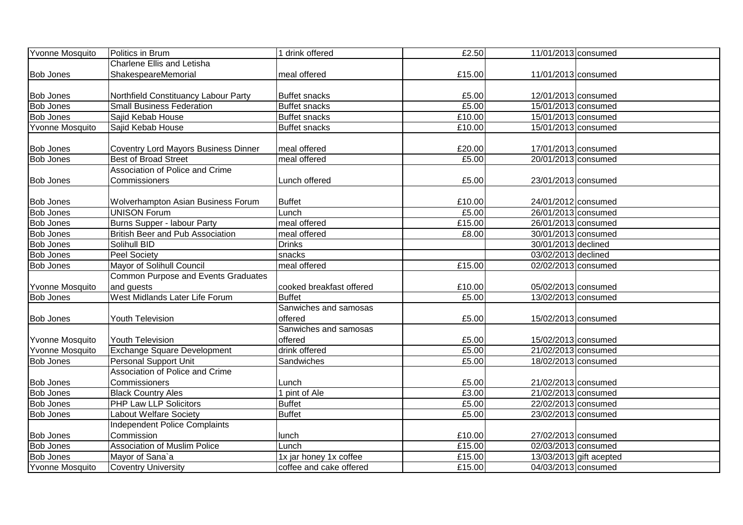| Yvonne Mosquito | Politics in Brum | 1 drink offered | £2.50 | 11/01/2013 | consumed |
|---|---|---|---|---|---|
| Bob Jones | Charlene Ellis and Letisha ShakespeareMemorial | meal offered | £15.00 | 11/01/2013 | consumed |
| Bob Jones | Northfield Constituancy Labour Party | Buffet snacks | £5.00 | 12/01/2013 | consumed |
| Bob Jones | Small Business Federation | Buffet snacks | £5.00 | 15/01/2013 | consumed |
| Bob Jones | Sajid Kebab House | Buffet snacks | £10.00 | 15/01/2013 | consumed |
| Yvonne Mosquito | Sajid Kebab House | Buffet snacks | £10.00 | 15/01/2013 | consumed |
| Bob Jones | Coventry Lord Mayors Business Dinner | meal offered | £20.00 | 17/01/2013 | consumed |
| Bob Jones | Best of Broad Street | meal offered | £5.00 | 20/01/2013 | consumed |
| Bob Jones | Association of Police and Crime Commissioners | Lunch offered | £5.00 | 23/01/2013 | consumed |
| Bob Jones | Wolverhampton Asian Business Forum | Buffet | £10.00 | 24/01/2012 | consumed |
| Bob Jones | UNISON Forum | Lunch | £5.00 | 26/01/2013 | consumed |
| Bob Jones | Burns Supper - labour Party | meal offered | £15.00 | 26/01/2013 | consumed |
| Bob Jones | British Beer and Pub Association | meal offered | £8.00 | 30/01/2013 | consumed |
| Bob Jones | Solihull BID | Drinks | | 30/01/2013 | declined |
| Bob Jones | Peel Society | snacks | | 03/02/2013 | declined |
| Bob Jones | Mayor of Solihull Council | meal offered | £15.00 | 02/02/2013 | consumed |
| Yvonne Mosquito | Common Purpose and Events Graduates and guests | cooked breakfast offered | £10.00 | 05/02/2013 | consumed |
| Bob Jones | West Midlands Later Life Forum | Buffet | £5.00 | 13/02/2013 | consumed |
| Bob Jones | Youth Television | Sanwiches and samosas offered | £5.00 | 15/02/2013 | consumed |
| Yvonne Mosquito | Youth Television | Sanwiches and samosas offered | £5.00 | 15/02/2013 | consumed |
| Yvonne Mosquito | Exchange Square Development | drink offered | £5.00 | 21/02/2013 | consumed |
| Bob Jones | Personal Support Unit | Sandwiches | £5.00 | 18/02/2013 | consumed |
| Bob Jones | Association of Police and Crime Commissioners | Lunch | £5.00 | 21/02/2013 | consumed |
| Bob Jones | Black Country Ales | 1 pint of Ale | £3.00 | 21/02/2013 | consumed |
| Bob Jones | PHP Law LLP Solicitors | Buffet | £5.00 | 22/02/2013 | consumed |
| Bob Jones | Labout Welfare Society | Buffet | £5.00 | 23/02/2013 | consumed |
| Bob Jones | Independent Police Complaints Commission | lunch | £10.00 | 27/02/2013 | consumed |
| Bob Jones | Association of Muslim Police | Lunch | £15.00 | 02/03/2013 | consumed |
| Bob Jones | Mayor of Sana`a | 1x jar honey 1x coffee | £15.00 | 13/03/2013 | gift acepted |
| Yvonne Mosquito | Coventry University | coffee and cake offered | £15.00 | 04/03/2013 | consumed |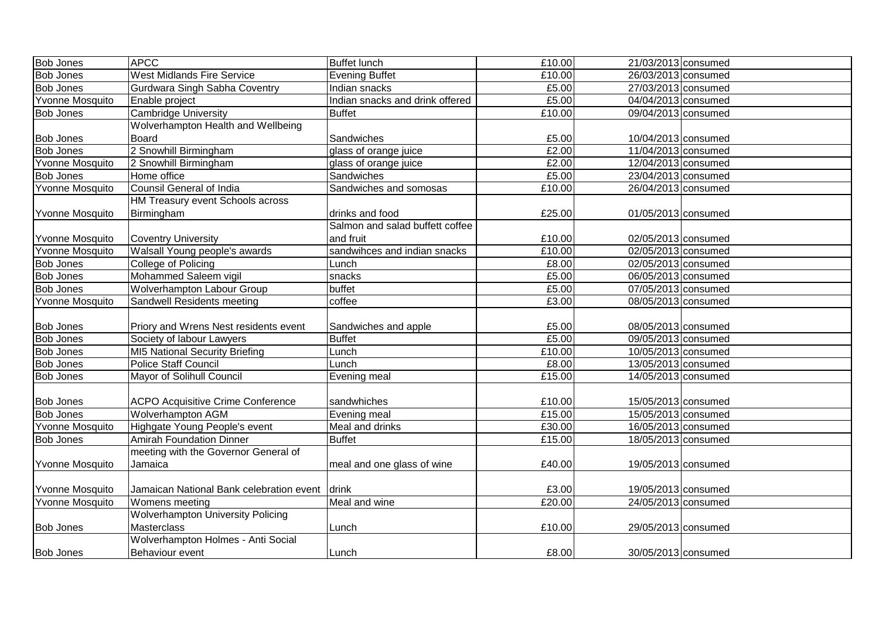| Bob Jones | APCC | Buffet lunch | £10.00 | 21/03/2013 | consumed |
|---|---|---|---|---|---|
| Bob Jones | West Midlands Fire Service | Evening Buffet | £10.00 | 26/03/2013 | consumed |
| Bob Jones | Gurdwara Singh Sabha Coventry | Indian snacks | £5.00 | 27/03/2013 | consumed |
| Yvonne Mosquito | Enable project | Indian snacks and drink offered | £5.00 | 04/04/2013 | consumed |
| Bob Jones | Cambridge University | Buffet | £10.00 | 09/04/2013 | consumed |
| Bob Jones | Wolverhampton Health and Wellbeing Board | Sandwiches | £5.00 | 10/04/2013 | consumed |
| Bob Jones | 2 Snowhill Birmingham | glass of orange juice | £2.00 | 11/04/2013 | consumed |
| Yvonne Mosquito | 2 Snowhill Birmingham | glass of orange juice | £2.00 | 12/04/2013 | consumed |
| Bob Jones | Home office | Sandwiches | £5.00 | 23/04/2013 | consumed |
| Yvonne Mosquito | Counsil General of India | Sandwiches and somosas | £10.00 | 26/04/2013 | consumed |
| Yvonne Mosquito | HM Treasury event Schools across Birmingham | drinks and food | £25.00 | 01/05/2013 | consumed |
| Yvonne Mosquito | Coventry University | Salmon and salad buffett coffee and fruit | £10.00 | 02/05/2013 | consumed |
| Yvonne Mosquito | Walsall Young people's awards | sandwihces and indian snacks | £10.00 | 02/05/2013 | consumed |
| Bob Jones | College of Policing | Lunch | £8.00 | 02/05/2013 | consumed |
| Bob Jones | Mohammed Saleem vigil | snacks | £5.00 | 06/05/2013 | consumed |
| Bob Jones | Wolverhampton Labour Group | buffet | £5.00 | 07/05/2013 | consumed |
| Yvonne Mosquito | Sandwell Residents meeting | coffee | £3.00 | 08/05/2013 | consumed |
| Bob Jones | Priory and Wrens Nest residents event | Sandwiches and apple | £5.00 | 08/05/2013 | consumed |
| Bob Jones | Society of labour Lawyers | Buffet | £5.00 | 09/05/2013 | consumed |
| Bob Jones | MI5 National Security Briefing | Lunch | £10.00 | 10/05/2013 | consumed |
| Bob Jones | Police Staff Council | Lunch | £8.00 | 13/05/2013 | consumed |
| Bob Jones | Mayor of Solihull Council | Evening meal | £15.00 | 14/05/2013 | consumed |
| Bob Jones | ACPO Acquisitive Crime Conference | sandwhiches | £10.00 | 15/05/2013 | consumed |
| Bob Jones | Wolverhampton AGM | Evening meal | £15.00 | 15/05/2013 | consumed |
| Yvonne Mosquito | Highgate Young People's event | Meal and drinks | £30.00 | 16/05/2013 | consumed |
| Bob Jones | Amirah Foundation Dinner | Buffet | £15.00 | 18/05/2013 | consumed |
| Yvonne Mosquito | meeting with the Governor General of Jamaica | meal and one glass of wine | £40.00 | 19/05/2013 | consumed |
| Yvonne Mosquito | Jamaican National Bank celebration event | drink | £3.00 | 19/05/2013 | consumed |
| Yvonne Mosquito | Womens meeting | Meal and wine | £20.00 | 24/05/2013 | consumed |
| Bob Jones | Wolverhampton University Policing Masterclass | Lunch | £10.00 | 29/05/2013 | consumed |
| Bob Jones | Wolverhampton Holmes - Anti Social Behaviour event | Lunch | £8.00 | 30/05/2013 | consumed |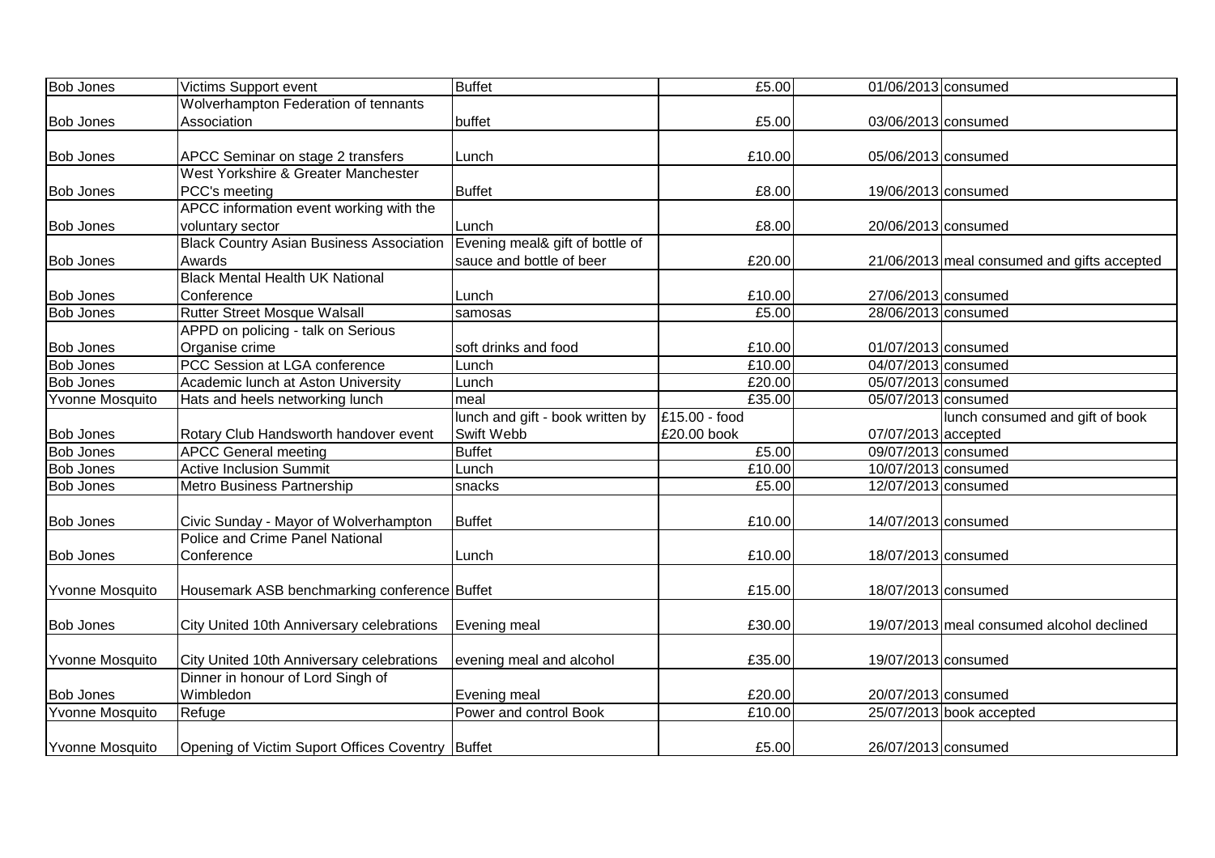| | | | | | |
|---|---|---|---|---|---|
| Bob Jones | Victims Support event | Buffet | £5.00 | 01/06/2013 | consumed |
| Bob Jones | Wolverhampton Federation of tennants Association | buffet | £5.00 | 03/06/2013 | consumed |
| Bob Jones | APCC Seminar on stage 2 transfers | Lunch | £10.00 | 05/06/2013 | consumed |
| Bob Jones | West Yorkshire & Greater Manchester PCC's meeting | Buffet | £8.00 | 19/06/2013 | consumed |
| Bob Jones | APCC information event working with the voluntary sector | Lunch | £8.00 | 20/06/2013 | consumed |
| Bob Jones | Black Country Asian Business Association Awards | Evening meal& gift of bottle of sauce and bottle of beer | £20.00 | 21/06/2013 | meal consumed and gifts accepted |
| Bob Jones | Black Mental Health UK National Conference | Lunch | £10.00 | 27/06/2013 | consumed |
| Bob Jones | Rutter Street Mosque Walsall | samosas | £5.00 | 28/06/2013 | consumed |
| Bob Jones | APPD on policing - talk on Serious Organise crime | soft drinks and food | £10.00 | 01/07/2013 | consumed |
| Bob Jones | PCC Session at LGA conference | Lunch | £10.00 | 04/07/2013 | consumed |
| Bob Jones | Academic lunch at Aston University | Lunch | £20.00 | 05/07/2013 | consumed |
| Yvonne Mosquito | Hats and heels networking lunch | meal | £35.00 | 05/07/2013 | consumed |
| Bob Jones | Rotary Club Handsworth handover event | lunch and gift - book written by Swift Webb | £15.00 - food £20.00 book | 07/07/2013 | lunch consumed and gift of book accepted |
| Bob Jones | APCC General meeting | Buffet | £5.00 | 09/07/2013 | consumed |
| Bob Jones | Active Inclusion Summit | Lunch | £10.00 | 10/07/2013 | consumed |
| Bob Jones | Metro Business Partnership | snacks | £5.00 | 12/07/2013 | consumed |
| Bob Jones | Civic Sunday - Mayor of Wolverhampton | Buffet | £10.00 | 14/07/2013 | consumed |
| Bob Jones | Police and Crime Panel National Conference | Lunch | £10.00 | 18/07/2013 | consumed |
| Yvonne Mosquito | Housemark ASB benchmarking conference | Buffet | £15.00 | 18/07/2013 | consumed |
| Bob Jones | City United 10th Anniversary celebrations | Evening meal | £30.00 | 19/07/2013 | meal consumed alcohol declined |
| Yvonne Mosquito | City United 10th Anniversary celebrations | evening meal and alcohol | £35.00 | 19/07/2013 | consumed |
| Bob Jones | Dinner in honour of Lord Singh of Wimbledon | Evening meal | £20.00 | 20/07/2013 | consumed |
| Yvonne Mosquito | Refuge | Power and control Book | £10.00 | 25/07/2013 | book accepted |
| Yvonne Mosquito | Opening of Victim Suport Offices Coventry | Buffet | £5.00 | 26/07/2013 | consumed |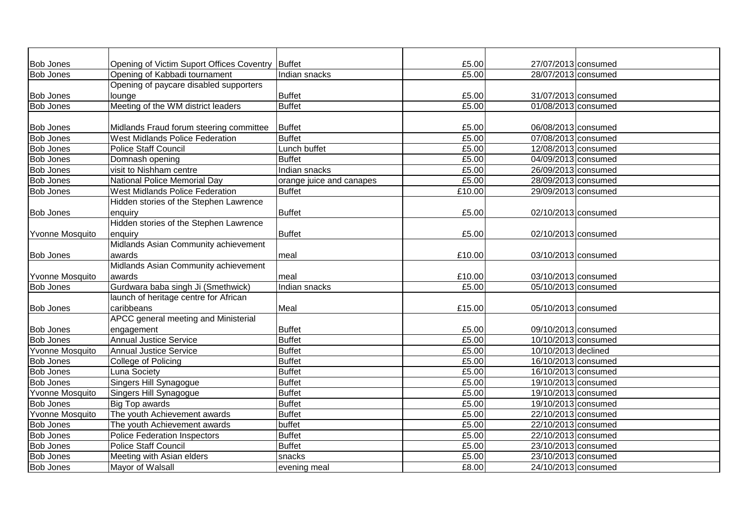| | | | | | |
|---|---|---|---|---|---|
| Bob Jones | Opening of Victim Suport Offices Coventry | Buffet | £5.00 | 27/07/2013 | consumed |
| Bob Jones | Opening of Kabbadi tournament | Indian snacks | £5.00 | 28/07/2013 | consumed |
| Bob Jones | Opening of paycare disabled supporters lounge | Buffet | £5.00 | 31/07/2013 | consumed |
| Bob Jones | Meeting of the WM district leaders | Buffet | £5.00 | 01/08/2013 | consumed |
| Bob Jones | Midlands Fraud forum steering committee | Buffet | £5.00 | 06/08/2013 | consumed |
| Bob Jones | West Midlands Police Federation | Buffet | £5.00 | 07/08/2013 | consumed |
| Bob Jones | Police Staff Council | Lunch buffet | £5.00 | 12/08/2013 | consumed |
| Bob Jones | Domnash opening | Buffet | £5.00 | 04/09/2013 | consumed |
| Bob Jones | visit to Nishham centre | Indian snacks | £5.00 | 26/09/2013 | consumed |
| Bob Jones | National Police Memorial Day | orange juice and canapes | £5.00 | 28/09/2013 | consumed |
| Bob Jones | West Midlands Police Federation | Buffet | £10.00 | 29/09/2013 | consumed |
| Bob Jones | Hidden stories of the Stephen Lawrence enquiry | Buffet | £5.00 | 02/10/2013 | consumed |
| Yvonne Mosquito | Hidden stories of the Stephen Lawrence enquiry | Buffet | £5.00 | 02/10/2013 | consumed |
| Bob Jones | Midlands Asian Community achievement awards | meal | £10.00 | 03/10/2013 | consumed |
| Yvonne Mosquito | Midlands Asian Community achievement awards | meal | £10.00 | 03/10/2013 | consumed |
| Bob Jones | Gurdwara baba singh Ji (Smethwick) | Indian snacks | £5.00 | 05/10/2013 | consumed |
| Bob Jones | launch of heritage centre for African caribbeans | Meal | £15.00 | 05/10/2013 | consumed |
| Bob Jones | APCC general meeting and Ministerial engagement | Buffet | £5.00 | 09/10/2013 | consumed |
| Bob Jones | Annual Justice Service | Buffet | £5.00 | 10/10/2013 | consumed |
| Yvonne Mosquito | Annual Justice Service | Buffet | £5.00 | 10/10/2013 | declined |
| Bob Jones | College of Policing | Buffet | £5.00 | 16/10/2013 | consumed |
| Bob Jones | Luna Society | Buffet | £5.00 | 16/10/2013 | consumed |
| Bob Jones | Singers Hill Synagogue | Buffet | £5.00 | 19/10/2013 | consumed |
| Yvonne Mosquito | Singers Hill Synagogue | Buffet | £5.00 | 19/10/2013 | consumed |
| Bob Jones | Big Top awards | Buffet | £5.00 | 19/10/2013 | consumed |
| Yvonne Mosquito | The youth Achievement awards | Buffet | £5.00 | 22/10/2013 | consumed |
| Bob Jones | The youth Achievement awards | buffet | £5.00 | 22/10/2013 | consumed |
| Bob Jones | Police Federation Inspectors | Buffet | £5.00 | 22/10/2013 | consumed |
| Bob Jones | Police Staff Council | Buffet | £5.00 | 23/10/2013 | consumed |
| Bob Jones | Meeting with Asian elders | snacks | £5.00 | 23/10/2013 | consumed |
| Bob Jones | Mayor of Walsall | evening meal | £8.00 | 24/10/2013 | consumed |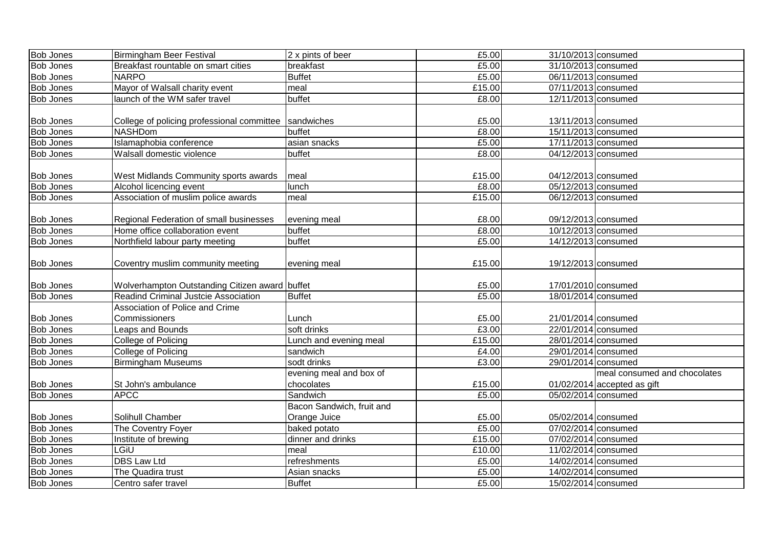| | | | | | |
|---|---|---|---|---|---|
| Bob Jones | Birmingham Beer Festival | 2 x pints of beer | £5.00 | 31/10/2013 | consumed |
| Bob Jones | Breakfast rountable on smart cities | breakfast | £5.00 | 31/10/2013 | consumed |
| Bob Jones | NARPO | Buffet | £5.00 | 06/11/2013 | consumed |
| Bob Jones | Mayor of Walsall charity event | meal | £15.00 | 07/11/2013 | consumed |
| Bob Jones | launch of the WM safer travel | buffet | £8.00 | 12/11/2013 | consumed |
| Bob Jones | College of policing professional committee | sandwiches | £5.00 | 13/11/2013 | consumed |
| Bob Jones | NASHDom | buffet | £8.00 | 15/11/2013 | consumed |
| Bob Jones | Islamaphobia conference | asian snacks | £5.00 | 17/11/2013 | consumed |
| Bob Jones | Walsall domestic violence | buffet | £8.00 | 04/12/2013 | consumed |
| Bob Jones | West Midlands Community sports awards | meal | £15.00 | 04/12/2013 | consumed |
| Bob Jones | Alcohol licencing event | lunch | £8.00 | 05/12/2013 | consumed |
| Bob Jones | Association of muslim police awards | meal | £15.00 | 06/12/2013 | consumed |
| Bob Jones | Regional Federation of small businesses | evening meal | £8.00 | 09/12/2013 | consumed |
| Bob Jones | Home office collaboration event | buffet | £8.00 | 10/12/2013 | consumed |
| Bob Jones | Northfield labour party meeting | buffet | £5.00 | 14/12/2013 | consumed |
| Bob Jones | Coventry muslim community meeting | evening meal | £15.00 | 19/12/2013 | consumed |
| Bob Jones | Wolverhampton Outstanding Citizen award | buffet | £5.00 | 17/01/2010 | consumed |
| Bob Jones | Readind Criminal Justcie Association | Buffet | £5.00 | 18/01/2014 | consumed |
| Bob Jones | Association of Police and Crime Commissioners | Lunch | £5.00 | 21/01/2014 | consumed |
| Bob Jones | Leaps and Bounds | soft drinks | £3.00 | 22/01/2014 | consumed |
| Bob Jones | College of Policing | Lunch and evening meal | £15.00 | 28/01/2014 | consumed |
| Bob Jones | College of Policing | sandwich | £4.00 | 29/01/2014 | consumed |
| Bob Jones | Birmingham Museums | sodt drinks | £3.00 | 29/01/2014 | consumed |
| Bob Jones | St John's ambulance | evening meal and box of chocolates | £15.00 | 01/02/2014 | meal consumed and chocolates accepted as gift |
| Bob Jones | APCC | Sandwich | £5.00 | 05/02/2014 | consumed |
| Bob Jones | Solihull Chamber | Bacon Sandwich, fruit and Orange Juice | £5.00 | 05/02/2014 | consumed |
| Bob Jones | The Coventry Foyer | baked potato | £5.00 | 07/02/2014 | consumed |
| Bob Jones | Institute of brewing | dinner and drinks | £15.00 | 07/02/2014 | consumed |
| Bob Jones | LGiU | meal | £10.00 | 11/02/2014 | consumed |
| Bob Jones | DBS Law Ltd | refreshments | £5.00 | 14/02/2014 | consumed |
| Bob Jones | The Quadira trust | Asian snacks | £5.00 | 14/02/2014 | consumed |
| Bob Jones | Centro safer travel | Buffet | £5.00 | 15/02/2014 | consumed |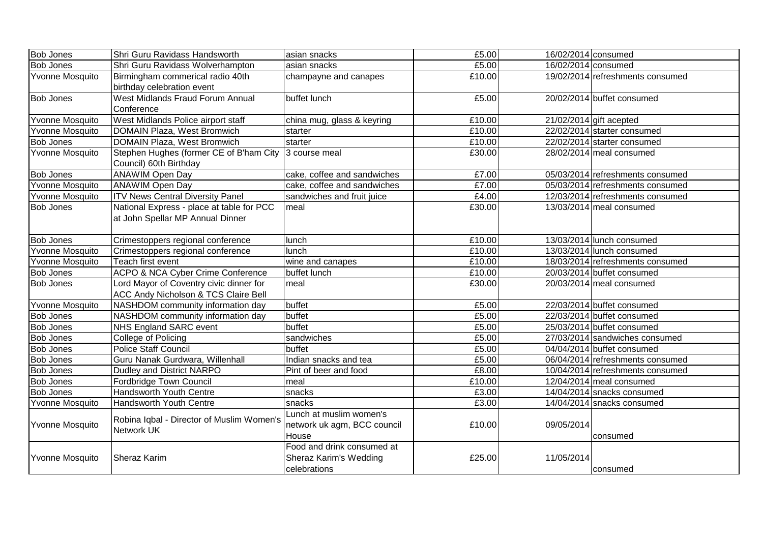| | | | | | |
|---|---|---|---|---|---|
| Bob Jones | Shri Guru Ravidass Handsworth | asian snacks | £5.00 | 16/02/2014 | consumed |
| Bob Jones | Shri Guru Ravidass Wolverhampton | asian snacks | £5.00 | 16/02/2014 | consumed |
| Yvonne Mosquito | Birmingham commerical radio 40th birthday celebration event | champayne and canapes | £10.00 | 19/02/2014 | refreshments consumed |
| Bob Jones | West Midlands Fraud Forum Annual Conference | buffet lunch | £5.00 | 20/02/2014 | buffet consumed |
| Yvonne Mosquito | West Midlands Police airport staff | china mug, glass & keyring | £10.00 | 21/02/2014 | gift acepted |
| Yvonne Mosquito | DOMAIN Plaza, West Bromwich | starter | £10.00 | 22/02/2014 | starter consumed |
| Bob Jones | DOMAIN Plaza, West Bromwich | starter | £10.00 | 22/02/2014 | starter consumed |
| Yvonne Mosquito | Stephen Hughes (former CE of B'ham City Council) 60th Birthday | 3 course meal | £30.00 | 28/02/2014 | meal consumed |
| Bob Jones | ANAWIM Open Day | cake, coffee and sandwiches | £7.00 | 05/03/2014 | refreshments consumed |
| Yvonne Mosquito | ANAWIM Open Day | cake, coffee and sandwiches | £7.00 | 05/03/2014 | refreshments consumed |
| Yvonne Mosquito | ITV News Central Diversity Panel | sandwiches and fruit juice | £4.00 | 12/03/2014 | refreshments consumed |
| Bob Jones | National Express - place at table for PCC at John Spellar MP Annual Dinner | meal | £30.00 | 13/03/2014 | meal consumed |
| Bob Jones | Crimestoppers regional conference | lunch | £10.00 | 13/03/2014 | lunch consumed |
| Yvonne Mosquito | Crimestoppers regional conference | lunch | £10.00 | 13/03/2014 | lunch consumed |
| Yvonne Mosquito | Teach first event | wine and canapes | £10.00 | 18/03/2014 | refreshments consumed |
| Bob Jones | ACPO & NCA Cyber Crime Conference | buffet lunch | £10.00 | 20/03/2014 | buffet consumed |
| Bob Jones | Lord Mayor of Coventry civic dinner for ACC Andy Nicholson & TCS Claire Bell | meal | £30.00 | 20/03/2014 | meal consumed |
| Yvonne Mosquito | NASHDOM community information day | buffet | £5.00 | 22/03/2014 | buffet consumed |
| Bob Jones | NASHDOM community information day | buffet | £5.00 | 22/03/2014 | buffet consumed |
| Bob Jones | NHS England SARC event | buffet | £5.00 | 25/03/2014 | buffet consumed |
| Bob Jones | College of Policing | sandwiches | £5.00 | 27/03/2014 | sandwiches consumed |
| Bob Jones | Police Staff Council | buffet | £5.00 | 04/04/2014 | buffet consumed |
| Bob Jones | Guru Nanak Gurdwara, Willenhall | Indian snacks and tea | £5.00 | 06/04/2014 | refreshments consumed |
| Bob Jones | Dudley and District NARPO | Pint of beer and food | £8.00 | 10/04/2014 | refreshments consumed |
| Bob Jones | Fordbridge Town Council | meal | £10.00 | 12/04/2014 | meal consumed |
| Bob Jones | Handsworth Youth Centre | snacks | £3.00 | 14/04/2014 | snacks consumed |
| Yvonne Mosquito | Handsworth Youth Centre | snacks | £3.00 | 14/04/2014 | snacks consumed |
| Yvonne Mosquito | Robina Iqbal - Director of Muslim Women's Network UK | Lunch at muslim women's network uk agm, BCC council House | £10.00 | 09/05/2014 | consumed |
| Yvonne Mosquito | Sheraz Karim | Food and drink consumed at Sheraz Karim's Wedding celebrations | £25.00 | 11/05/2014 | consumed |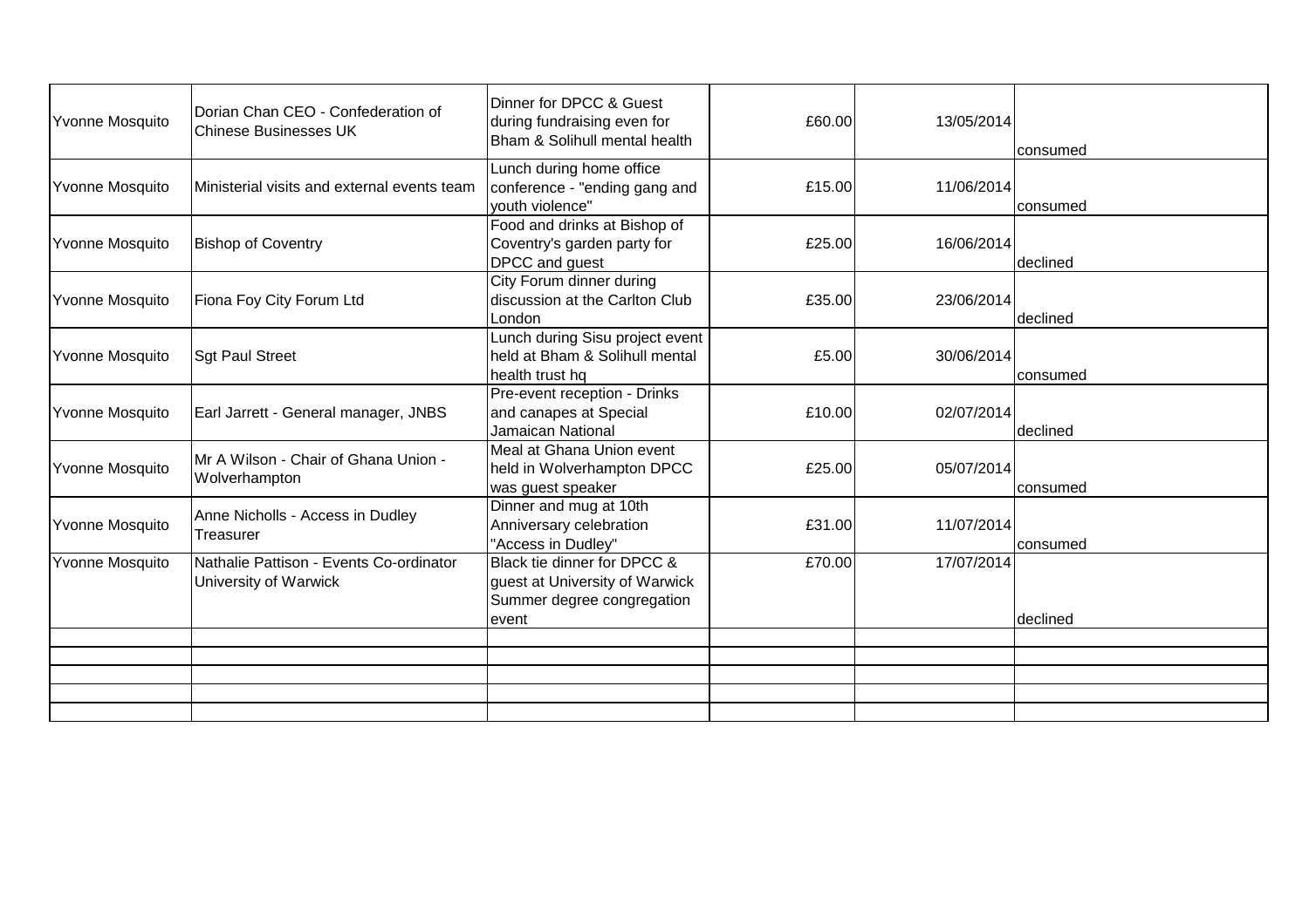| | | | | | |
|---|---|---|---|---|---|
| Yvonne Mosquito | Dorian Chan CEO - Confederation of Chinese Businesses UK | Dinner for DPCC & Guest during fundraising even for Bham & Solihull mental health | £60.00 | 13/05/2014 | consumed |
| Yvonne Mosquito | Ministerial visits and external events team | Lunch during home office conference - "ending gang and youth violence" | £15.00 | 11/06/2014 | consumed |
| Yvonne Mosquito | Bishop of Coventry | Food and drinks at Bishop of Coventry's garden party for DPCC and guest | £25.00 | 16/06/2014 | declined |
| Yvonne Mosquito | Fiona Foy City Forum Ltd | City Forum dinner during discussion at the Carlton Club London | £35.00 | 23/06/2014 | declined |
| Yvonne Mosquito | Sgt Paul Street | Lunch during Sisu project event held at Bham & Solihull mental health trust hq | £5.00 | 30/06/2014 | consumed |
| Yvonne Mosquito | Earl Jarrett - General manager, JNBS | Pre-event reception - Drinks and canapes at Special Jamaican National | £10.00 | 02/07/2014 | declined |
| Yvonne Mosquito | Mr A Wilson - Chair of Ghana Union - Wolverhampton | Meal at Ghana Union event held in Wolverhampton DPCC was guest speaker | £25.00 | 05/07/2014 | consumed |
| Yvonne Mosquito | Anne Nicholls - Access in Dudley Treasurer | Dinner and mug at 10th Anniversary celebration "Access in Dudley" | £31.00 | 11/07/2014 | consumed |
| Yvonne Mosquito | Nathalie Pattison - Events Co-ordinator University of Warwick | Black tie dinner for DPCC & guest at University of Warwick Summer degree congregation event | £70.00 | 17/07/2014 | declined |
| | | | | | |
| | | | | | |
| | | | | | |
| | | | | | |
| | | | | | |